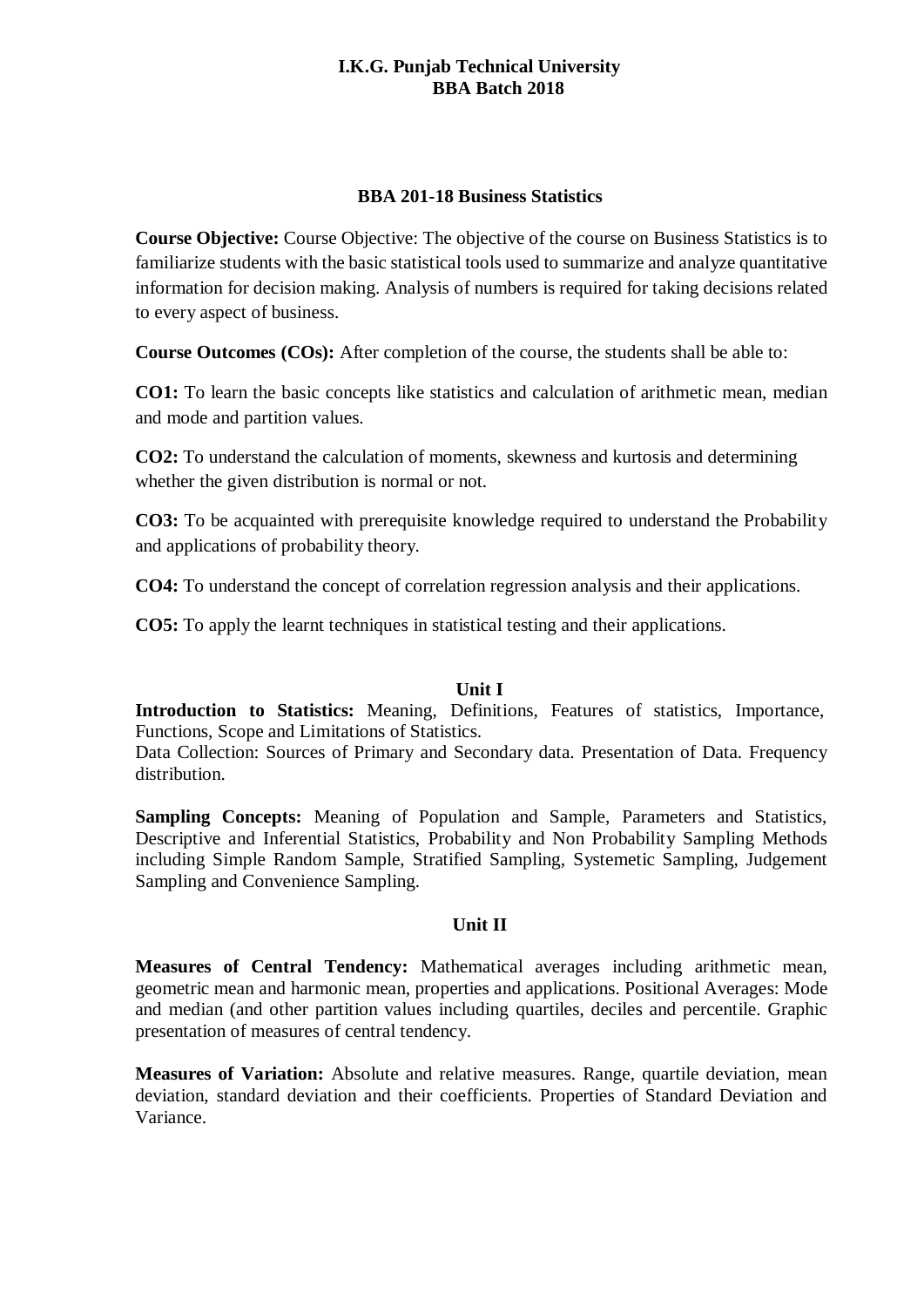**I.K.G. Punjab Technical University**
**BBA Batch 2018**

## BBA 201-18 Business Statistics

**Course Objective:** Course Objective: The objective of the course on Business Statistics is to familiarize students with the basic statistical tools used to summarize and analyze quantitative information for decision making. Analysis of numbers is required for taking decisions related to every aspect of business.

**Course Outcomes (COs):** After completion of the course, the students shall be able to:

**CO1:** To learn the basic concepts like statistics and calculation of arithmetic mean, median and mode and partition values.

**CO2:** To understand the calculation of moments, skewness and kurtosis and determining whether the given distribution is normal or not.

**CO3:** To be acquainted with prerequisite knowledge required to understand the Probability and applications of probability theory.

**CO4:** To understand the concept of correlation regression analysis and their applications.

**CO5:** To apply the learnt techniques in statistical testing and their applications.

### Unit I

**Introduction to Statistics:** Meaning, Definitions, Features of statistics, Importance, Functions, Scope and Limitations of Statistics.
Data Collection: Sources of Primary and Secondary data. Presentation of Data. Frequency distribution.

**Sampling Concepts:** Meaning of Population and Sample, Parameters and Statistics, Descriptive and Inferential Statistics, Probability and Non Probability Sampling Methods including Simple Random Sample, Stratified Sampling, Systemetic Sampling, Judgement Sampling and Convenience Sampling.

### Unit II

**Measures of Central Tendency:** Mathematical averages including arithmetic mean, geometric mean and harmonic mean, properties and applications. Positional Averages: Mode and median (and other partition values including quartiles, deciles and percentile. Graphic presentation of measures of central tendency.

**Measures of Variation:** Absolute and relative measures. Range, quartile deviation, mean deviation, standard deviation and their coefficients. Properties of Standard Deviation and Variance.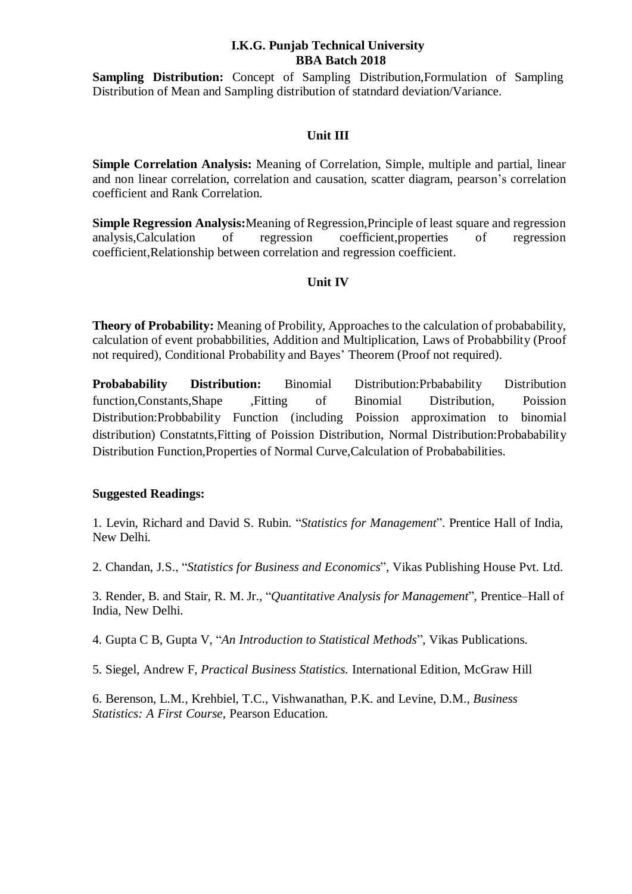**Sampling Distribution:** Concept of Sampling Distribution,Formulation of Sampling Distribution of Mean and Sampling distribution of statndard deviation/Variance.

## Unit III

**Simple Correlation Analysis:** Meaning of Correlation, Simple, multiple and partial, linear and non linear correlation, correlation and causation, scatter diagram, pearson's correlation coefficient and Rank Correlation.

**Simple Regression Analysis:**Meaning of Regression,Principle of least square and regression analysis,Calculation of regression coefficient,properties of regression coefficient,Relationship between correlation and regression coefficient.

## Unit IV

**Theory of Probability:** Meaning of Probility, Approaches to the calculation of probabability, calculation of event probabbilities, Addition and Multiplication, Laws of Probabbility (Proof not required), Conditional Probability and Bayes' Theorem (Proof not required).

**Probabability Distribution:** Binomial Distribution:Prbabability Distribution function,Constants,Shape ,Fitting of Binomial Distribution, Poission Distribution:Probbability Function (including Poission approximation to binomial distribution) Constatnts,Fitting of Poission Distribution, Normal Distribution:Probabability Distribution Function,Properties of Normal Curve,Calculation of Probababilities.

**Suggested Readings:**

1. Levin, Richard and David S. Rubin. "*Statistics for Management*". Prentice Hall of India, New Delhi.

2. Chandan, J.S., "*Statistics for Business and Economics*", Vikas Publishing House Pvt. Ltd.

3. Render, B. and Stair, R. M. Jr., "*Quantitative Analysis for Management*", Prentice–Hall of India, New Delhi.

4. Gupta C B, Gupta V, "*An Introduction to Statistical Methods*", Vikas Publications.

5. Siegel, Andrew F, *Practical Business Statistics.* International Edition, McGraw Hill

6. Berenson, L.M., Krehbiel, T.C., Vishwanathan, P.K. and Levine, D.M., *Business Statistics: A First Course*, Pearson Education.